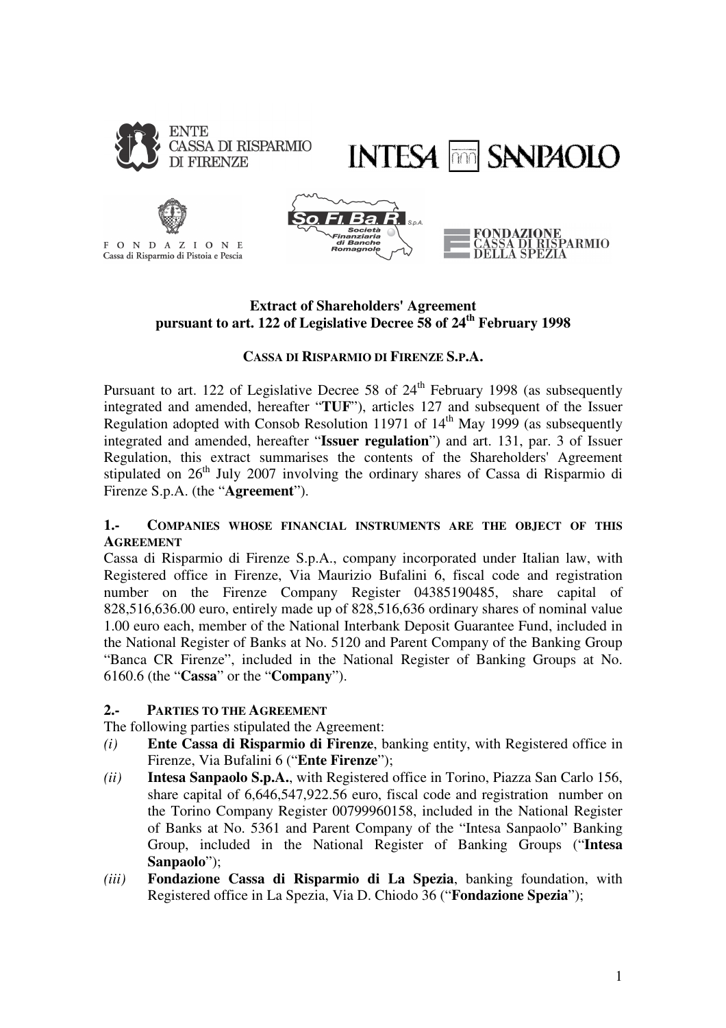ENTE CASSA DI RISPARMIO DI FIRENZE

INTESA SANPAOLO

FONDAZIONE Cassa di Risparmio di Pistoia e Pescia

So.Fi.Ba.R. S.p.A. Società Finanziaria di Banche Romagnole

FONDAZIONE CASSA DI RISPARMIO DELLA SPEZIA

# Extract of Shareholders' Agreement pursuant to art. 122 of Legislative Decree 58 of 24th February 1998

## CASSA DI RISPARMIO DI FIRENZE S.P.A.

Pursuant to art. 122 of Legislative Decree 58 of 24th February 1998 (as subsequently integrated and amended, hereafter "**TUF**"), articles 127 and subsequent of the Issuer Regulation adopted with Consob Resolution 11971 of 14th May 1999 (as subsequently integrated and amended, hereafter "**Issuer regulation**") and art. 131, par. 3 of Issuer Regulation, this extract summarises the contents of the Shareholders' Agreement stipulated on 26th July 2007 involving the ordinary shares of Cassa di Risparmio di Firenze S.p.A. (the "**Agreement**").

### 1.- COMPANIES WHOSE FINANCIAL INSTRUMENTS ARE THE OBJECT OF THIS AGREEMENT

Cassa di Risparmio di Firenze S.p.A., company incorporated under Italian law, with Registered office in Firenze, Via Maurizio Bufalini 6, fiscal code and registration number on the Firenze Company Register 04385190485, share capital of 828,516,636.00 euro, entirely made up of 828,516,636 ordinary shares of nominal value 1.00 euro each, member of the National Interbank Deposit Guarantee Fund, included in the National Register of Banks at No. 5120 and Parent Company of the Banking Group "Banca CR Firenze", included in the National Register of Banking Groups at No. 6160.6 (the "**Cassa**" or the "**Company**").

### 2.- PARTIES TO THE AGREEMENT

The following parties stipulated the Agreement:

*(i)* **Ente Cassa di Risparmio di Firenze**, banking entity, with Registered office in Firenze, Via Bufalini 6 ("**Ente Firenze**");

*(ii)* **Intesa Sanpaolo S.p.A.**, with Registered office in Torino, Piazza San Carlo 156, share capital of 6,646,547,922.56 euro, fiscal code and registration number on the Torino Company Register 00799960158, included in the National Register of Banks at No. 5361 and Parent Company of the "Intesa Sanpaolo" Banking Group, included in the National Register of Banking Groups ("**Intesa Sanpaolo**");

*(iii)* **Fondazione Cassa di Risparmio di La Spezia**, banking foundation, with Registered office in La Spezia, Via D. Chiodo 36 ("**Fondazione Spezia**");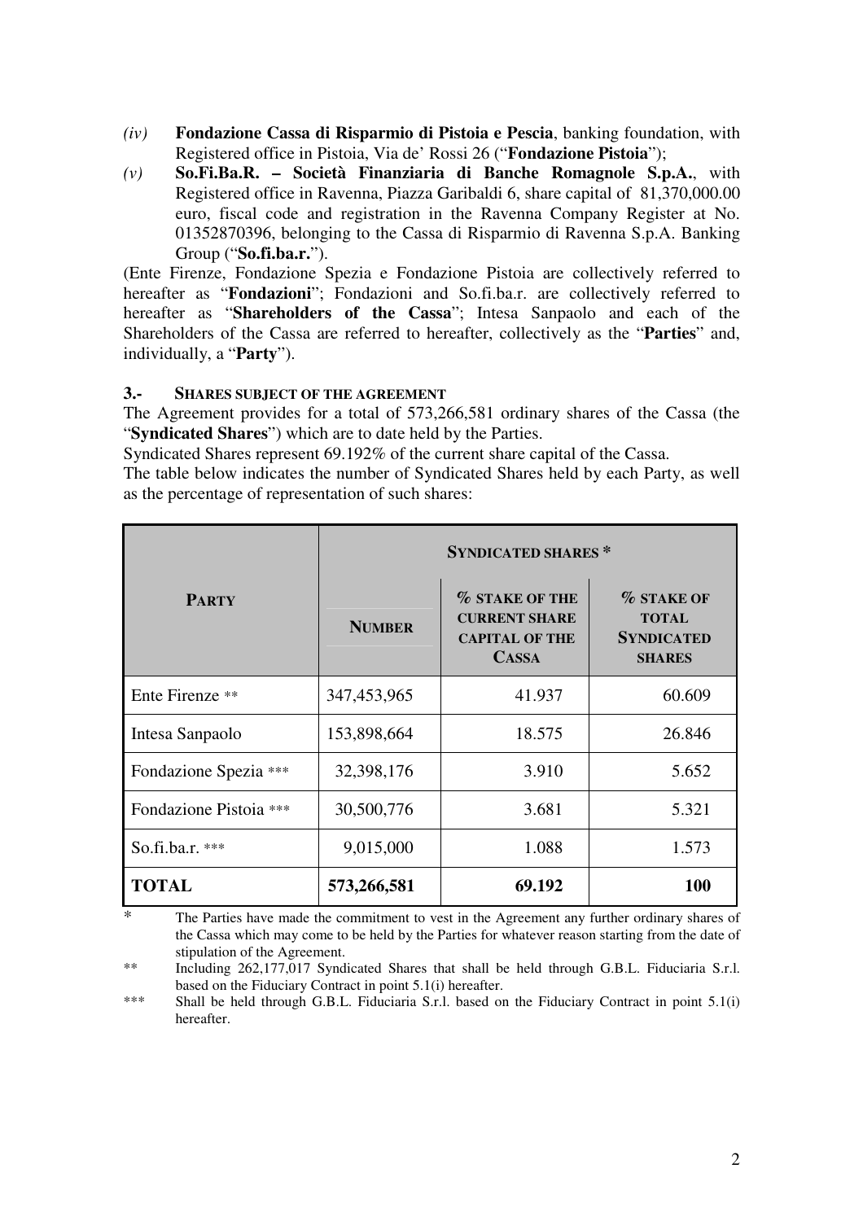*(iv)* **Fondazione Cassa di Risparmio di Pistoia e Pescia**, banking foundation, with Registered office in Pistoia, Via de' Rossi 26 ("**Fondazione Pistoia**");

*(v)* **So.Fi.Ba.R. – Società Finanziaria di Banche Romagnole S.p.A.**, with Registered office in Ravenna, Piazza Garibaldi 6, share capital of 81,370,000.00 euro, fiscal code and registration in the Ravenna Company Register at No. 01352870396, belonging to the Cassa di Risparmio di Ravenna S.p.A. Banking Group ("**So.fi.ba.r.**").

(Ente Firenze, Fondazione Spezia e Fondazione Pistoia are collectively referred to hereafter as "**Fondazioni**"; Fondazioni and So.fi.ba.r. are collectively referred to hereafter as "**Shareholders of the Cassa**"; Intesa Sanpaolo and each of the Shareholders of the Cassa are referred to hereafter, collectively as the "**Parties**" and, individually, a "**Party**").

### 3.- SHARES SUBJECT OF THE AGREEMENT

The Agreement provides for a total of 573,266,581 ordinary shares of the Cassa (the "**Syndicated Shares**") which are to date held by the Parties.

Syndicated Shares represent 69.192% of the current share capital of the Cassa.

The table below indicates the number of Syndicated Shares held by each Party, as well as the percentage of representation of such shares:

| **PARTY** | **SYNDICATED SHARES \*** | | |
|---|---|---|---|
| | **NUMBER** | **% STAKE OF THE CURRENT SHARE CAPITAL OF THE CASSA** | **% STAKE OF TOTAL SYNDICATED SHARES** |
| Ente Firenze ** | 347,453,965 | 41.937 | 60.609 |
| Intesa Sanpaolo | 153,898,664 | 18.575 | 26.846 |
| Fondazione Spezia *** | 32,398,176 | 3.910 | 5.652 |
| Fondazione Pistoia *** | 30,500,776 | 3.681 | 5.321 |
| So.fi.ba.r. *** | 9,015,000 | 1.088 | 1.573 |
| **TOTAL** | **573,266,581** | **69.192** | **100** |

\* The Parties have made the commitment to vest in the Agreement any further ordinary shares of the Cassa which may come to be held by the Parties for whatever reason starting from the date of stipulation of the Agreement.

** Including 262,177,017 Syndicated Shares that shall be held through G.B.L. Fiduciaria S.r.l. based on the Fiduciary Contract in point 5.1(i) hereafter.

*** Shall be held through G.B.L. Fiduciaria S.r.l. based on the Fiduciary Contract in point 5.1(i) hereafter.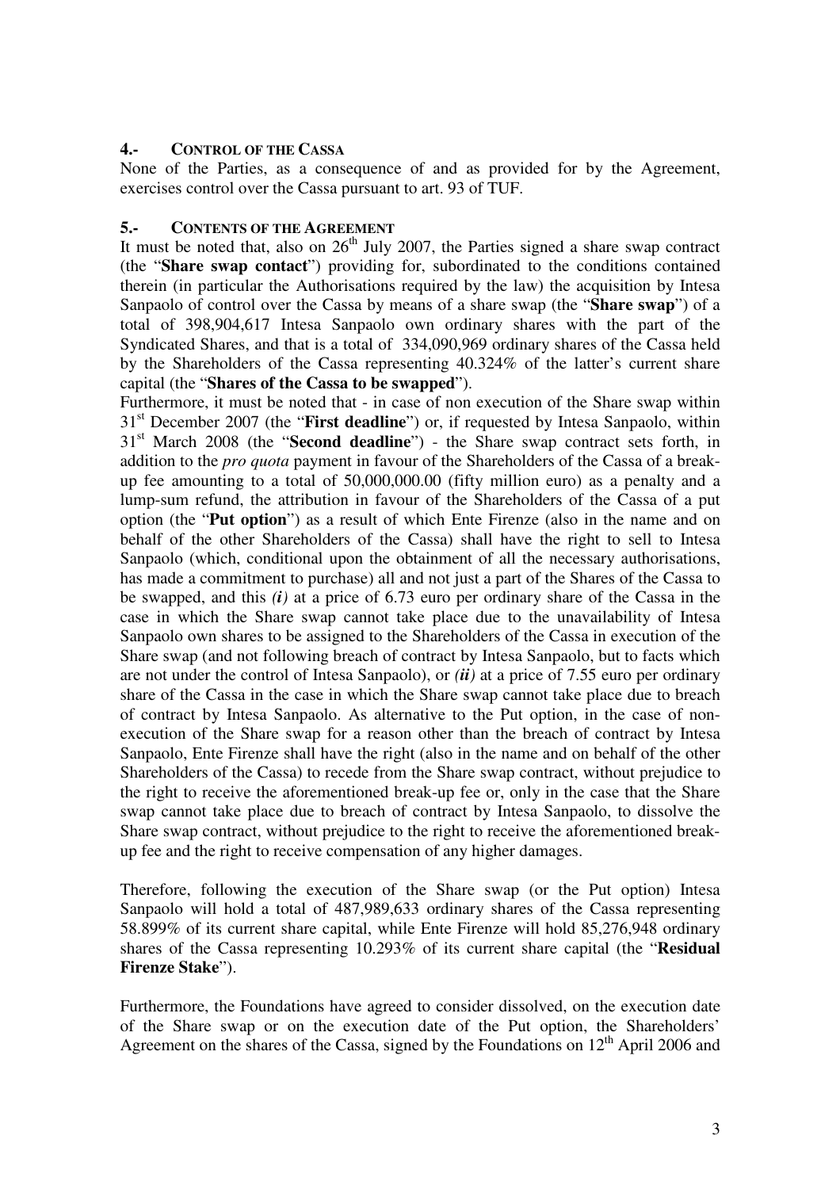## 4.- Control of the Cassa

None of the Parties, as a consequence of and as provided for by the Agreement, exercises control over the Cassa pursuant to art. 93 of TUF.

## 5.- Contents of the Agreement

It must be noted that, also on 26th July 2007, the Parties signed a share swap contract (the "**Share swap contact**") providing for, subordinated to the conditions contained therein (in particular the Authorisations required by the law) the acquisition by Intesa Sanpaolo of control over the Cassa by means of a share swap (the "**Share swap**") of a total of 398,904,617 Intesa Sanpaolo own ordinary shares with the part of the Syndicated Shares, and that is a total of 334,090,969 ordinary shares of the Cassa held by the Shareholders of the Cassa representing 40.324% of the latter's current share capital (the "**Shares of the Cassa to be swapped**").

Furthermore, it must be noted that - in case of non execution of the Share swap within 31st December 2007 (the "**First deadline**") or, if requested by Intesa Sanpaolo, within 31st March 2008 (the "**Second deadline**") - the Share swap contract sets forth, in addition to the *pro quota* payment in favour of the Shareholders of the Cassa of a break-up fee amounting to a total of 50,000,000.00 (fifty million euro) as a penalty and a lump-sum refund, the attribution in favour of the Shareholders of the Cassa of a put option (the "**Put option**") as a result of which Ente Firenze (also in the name and on behalf of the other Shareholders of the Cassa) shall have the right to sell to Intesa Sanpaolo (which, conditional upon the obtainment of all the necessary authorisations, has made a commitment to purchase) all and not just a part of the Shares of the Cassa to be swapped, and this ***(i)*** at a price of 6.73 euro per ordinary share of the Cassa in the case in which the Share swap cannot take place due to the unavailability of Intesa Sanpaolo own shares to be assigned to the Shareholders of the Cassa in execution of the Share swap (and not following breach of contract by Intesa Sanpaolo, but to facts which are not under the control of Intesa Sanpaolo), or ***(ii)*** at a price of 7.55 euro per ordinary share of the Cassa in the case in which the Share swap cannot take place due to breach of contract by Intesa Sanpaolo. As alternative to the Put option, in the case of non-execution of the Share swap for a reason other than the breach of contract by Intesa Sanpaolo, Ente Firenze shall have the right (also in the name and on behalf of the other Shareholders of the Cassa) to recede from the Share swap contract, without prejudice to the right to receive the aforementioned break-up fee or, only in the case that the Share swap cannot take place due to breach of contract by Intesa Sanpaolo, to dissolve the Share swap contract, without prejudice to the right to receive the aforementioned break-up fee and the right to receive compensation of any higher damages.

Therefore, following the execution of the Share swap (or the Put option) Intesa Sanpaolo will hold a total of 487,989,633 ordinary shares of the Cassa representing 58.899% of its current share capital, while Ente Firenze will hold 85,276,948 ordinary shares of the Cassa representing 10.293% of its current share capital (the "**Residual Firenze Stake**").

Furthermore, the Foundations have agreed to consider dissolved, on the execution date of the Share swap or on the execution date of the Put option, the Shareholders' Agreement on the shares of the Cassa, signed by the Foundations on 12th April 2006 and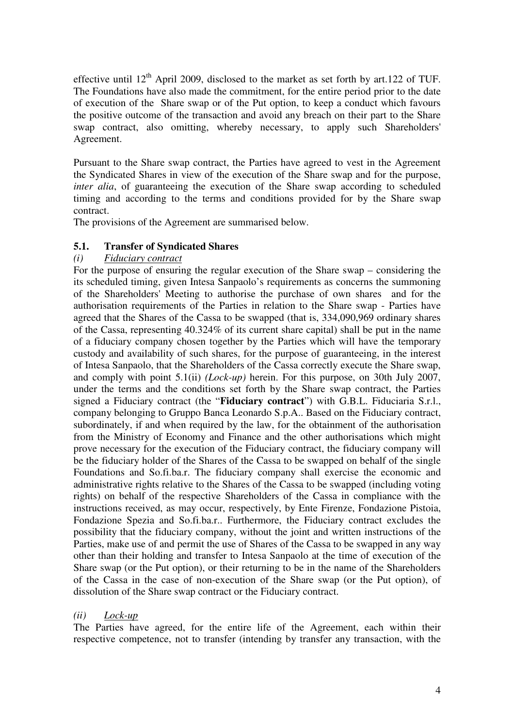effective until 12th April 2009, disclosed to the market as set forth by art.122 of TUF. The Foundations have also made the commitment, for the entire period prior to the date of execution of the Share swap or of the Put option, to keep a conduct which favours the positive outcome of the transaction and avoid any breach on their part to the Share swap contract, also omitting, whereby necessary, to apply such Shareholders' Agreement.

Pursuant to the Share swap contract, the Parties have agreed to vest in the Agreement the Syndicated Shares in view of the execution of the Share swap and for the purpose, *inter alia*, of guaranteeing the execution of the Share swap according to scheduled timing and according to the terms and conditions provided for by the Share swap contract.
The provisions of the Agreement are summarised below.

### 5.1. Transfer of Syndicated Shares

*(i) Fiduciary contract*

For the purpose of ensuring the regular execution of the Share swap – considering the its scheduled timing, given Intesa Sanpaolo's requirements as concerns the summoning of the Shareholders' Meeting to authorise the purchase of own shares and for the authorisation requirements of the Parties in relation to the Share swap - Parties have agreed that the Shares of the Cassa to be swapped (that is, 334,090,969 ordinary shares of the Cassa, representing 40.324% of its current share capital) shall be put in the name of a fiduciary company chosen together by the Parties which will have the temporary custody and availability of such shares, for the purpose of guaranteeing, in the interest of Intesa Sanpaolo, that the Shareholders of the Cassa correctly execute the Share swap, and comply with point 5.1(ii) *(Lock-up)* herein. For this purpose, on 30th July 2007, under the terms and the conditions set forth by the Share swap contract, the Parties signed a Fiduciary contract (the "**Fiduciary contract**") with G.B.L. Fiduciaria S.r.l., company belonging to Gruppo Banca Leonardo S.p.A.. Based on the Fiduciary contract, subordinately, if and when required by the law, for the obtainment of the authorisation from the Ministry of Economy and Finance and the other authorisations which might prove necessary for the execution of the Fiduciary contract, the fiduciary company will be the fiduciary holder of the Shares of the Cassa to be swapped on behalf of the single Foundations and So.fi.ba.r. The fiduciary company shall exercise the economic and administrative rights relative to the Shares of the Cassa to be swapped (including voting rights) on behalf of the respective Shareholders of the Cassa in compliance with the instructions received, as may occur, respectively, by Ente Firenze, Fondazione Pistoia, Fondazione Spezia and So.fi.ba.r.. Furthermore, the Fiduciary contract excludes the possibility that the fiduciary company, without the joint and written instructions of the Parties, make use of and permit the use of Shares of the Cassa to be swapped in any way other than their holding and transfer to Intesa Sanpaolo at the time of execution of the Share swap (or the Put option), or their returning to be in the name of the Shareholders of the Cassa in the case of non-execution of the Share swap (or the Put option), of dissolution of the Share swap contract or the Fiduciary contract.

*(ii) Lock-up*

The Parties have agreed, for the entire life of the Agreement, each within their respective competence, not to transfer (intending by transfer any transaction, with the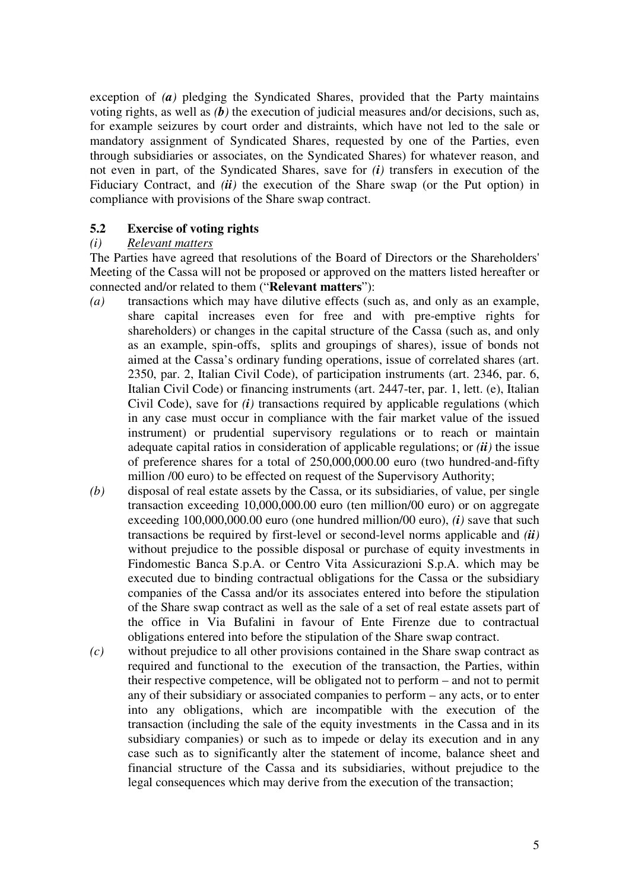exception of *(a)* pledging the Syndicated Shares, provided that the Party maintains voting rights, as well as *(b)* the execution of judicial measures and/or decisions, such as, for example seizures by court order and distraints, which have not led to the sale or mandatory assignment of Syndicated Shares, requested by one of the Parties, even through subsidiaries or associates, on the Syndicated Shares) for whatever reason, and not even in part, of the Syndicated Shares, save for *(i)* transfers in execution of the Fiduciary Contract, and *(ii)* the execution of the Share swap (or the Put option) in compliance with provisions of the Share swap contract.

### 5.2 Exercise of voting rights

*(i)* *Relevant matters*

The Parties have agreed that resolutions of the Board of Directors or the Shareholders' Meeting of the Cassa will not be proposed or approved on the matters listed hereafter or connected and/or related to them ("**Relevant matters**"):

*(a)* transactions which may have dilutive effects (such as, and only as an example, share capital increases even for free and with pre-emptive rights for shareholders) or changes in the capital structure of the Cassa (such as, and only as an example, spin-offs, splits and groupings of shares), issue of bonds not aimed at the Cassa's ordinary funding operations, issue of correlated shares (art. 2350, par. 2, Italian Civil Code), of participation instruments (art. 2346, par. 6, Italian Civil Code) or financing instruments (art. 2447-ter, par. 1, lett. (e), Italian Civil Code), save for *(i)* transactions required by applicable regulations (which in any case must occur in compliance with the fair market value of the issued instrument) or prudential supervisory regulations or to reach or maintain adequate capital ratios in consideration of applicable regulations; or *(ii)* the issue of preference shares for a total of 250,000,000.00 euro (two hundred-and-fifty million /00 euro) to be effected on request of the Supervisory Authority;

*(b)* disposal of real estate assets by the Cassa, or its subsidiaries, of value, per single transaction exceeding 10,000,000.00 euro (ten million/00 euro) or on aggregate exceeding 100,000,000.00 euro (one hundred million/00 euro), *(i)* save that such transactions be required by first-level or second-level norms applicable and *(ii)* without prejudice to the possible disposal or purchase of equity investments in Findomestic Banca S.p.A. or Centro Vita Assicurazioni S.p.A. which may be executed due to binding contractual obligations for the Cassa or the subsidiary companies of the Cassa and/or its associates entered into before the stipulation of the Share swap contract as well as the sale of a set of real estate assets part of the office in Via Bufalini in favour of Ente Firenze due to contractual obligations entered into before the stipulation of the Share swap contract.

*(c)* without prejudice to all other provisions contained in the Share swap contract as required and functional to the execution of the transaction, the Parties, within their respective competence, will be obligated not to perform – and not to permit any of their subsidiary or associated companies to perform – any acts, or to enter into any obligations, which are incompatible with the execution of the transaction (including the sale of the equity investments in the Cassa and in its subsidiary companies) or such as to impede or delay its execution and in any case such as to significantly alter the statement of income, balance sheet and financial structure of the Cassa and its subsidiaries, without prejudice to the legal consequences which may derive from the execution of the transaction;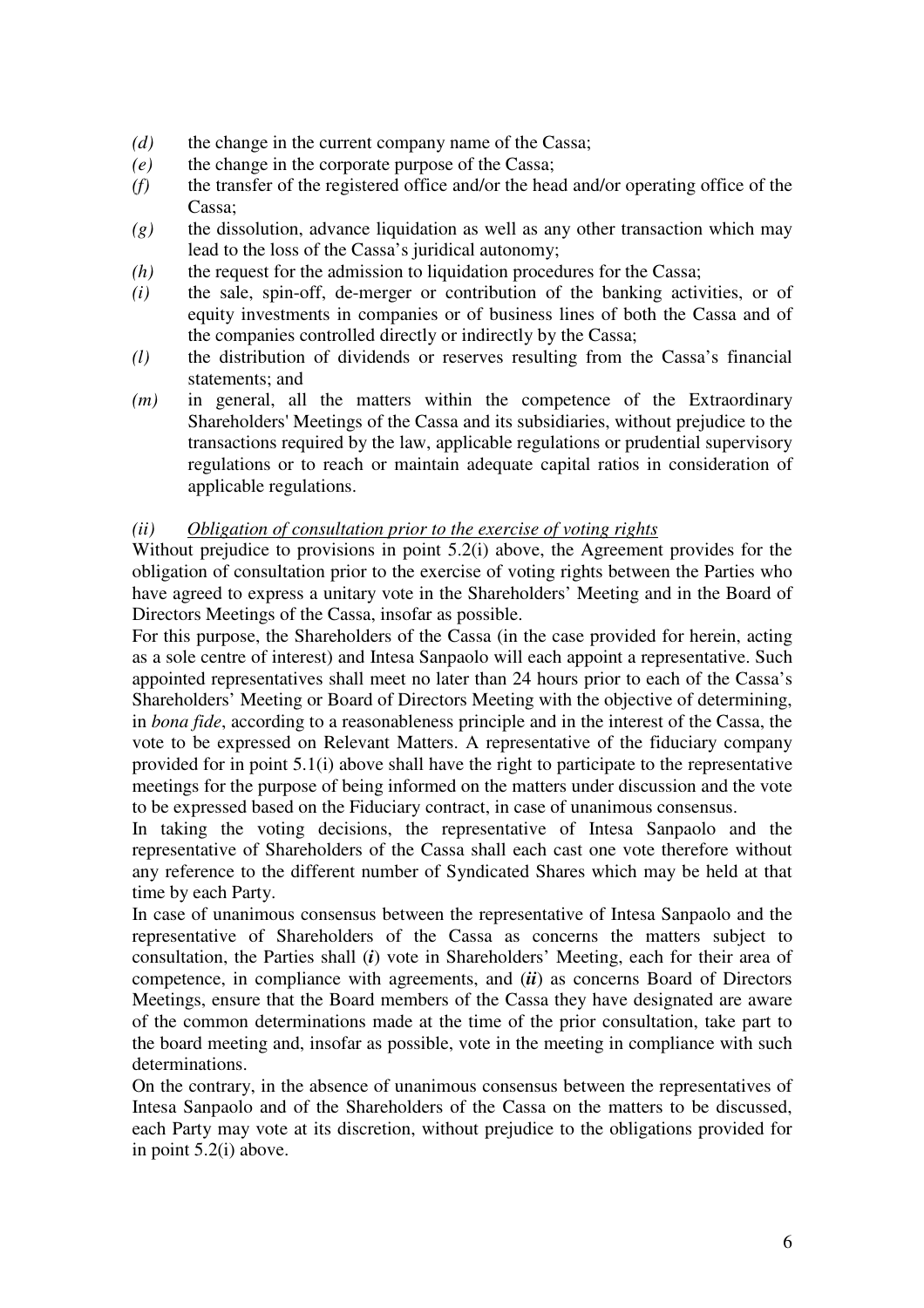*(d)* the change in the current company name of the Cassa;

*(e)* the change in the corporate purpose of the Cassa;

*(f)* the transfer of the registered office and/or the head and/or operating office of the Cassa;

*(g)* the dissolution, advance liquidation as well as any other transaction which may lead to the loss of the Cassa's juridical autonomy;

*(h)* the request for the admission to liquidation procedures for the Cassa;

*(i)* the sale, spin-off, de-merger or contribution of the banking activities, or of equity investments in companies or of business lines of both the Cassa and of the companies controlled directly or indirectly by the Cassa;

*(l)* the distribution of dividends or reserves resulting from the Cassa's financial statements; and

*(m)* in general, all the matters within the competence of the Extraordinary Shareholders' Meetings of the Cassa and its subsidiaries, without prejudice to the transactions required by the law, applicable regulations or prudential supervisory regulations or to reach or maintain adequate capital ratios in consideration of applicable regulations.

*(ii)* *Obligation of consultation prior to the exercise of voting rights*

Without prejudice to provisions in point 5.2(i) above, the Agreement provides for the obligation of consultation prior to the exercise of voting rights between the Parties who have agreed to express a unitary vote in the Shareholders' Meeting and in the Board of Directors Meetings of the Cassa, insofar as possible.

For this purpose, the Shareholders of the Cassa (in the case provided for herein, acting as a sole centre of interest) and Intesa Sanpaolo will each appoint a representative. Such appointed representatives shall meet no later than 24 hours prior to each of the Cassa's Shareholders' Meeting or Board of Directors Meeting with the objective of determining, in *bona fide*, according to a reasonableness principle and in the interest of the Cassa, the vote to be expressed on Relevant Matters. A representative of the fiduciary company provided for in point 5.1(i) above shall have the right to participate to the representative meetings for the purpose of being informed on the matters under discussion and the vote to be expressed based on the Fiduciary contract, in case of unanimous consensus.

In taking the voting decisions, the representative of Intesa Sanpaolo and the representative of Shareholders of the Cassa shall each cast one vote therefore without any reference to the different number of Syndicated Shares which may be held at that time by each Party.

In case of unanimous consensus between the representative of Intesa Sanpaolo and the representative of Shareholders of the Cassa as concerns the matters subject to consultation, the Parties shall (***i***) vote in Shareholders' Meeting, each for their area of competence, in compliance with agreements, and (***ii***) as concerns Board of Directors Meetings, ensure that the Board members of the Cassa they have designated are aware of the common determinations made at the time of the prior consultation, take part to the board meeting and, insofar as possible, vote in the meeting in compliance with such determinations.

On the contrary, in the absence of unanimous consensus between the representatives of Intesa Sanpaolo and of the Shareholders of the Cassa on the matters to be discussed, each Party may vote at its discretion, without prejudice to the obligations provided for in point 5.2(i) above.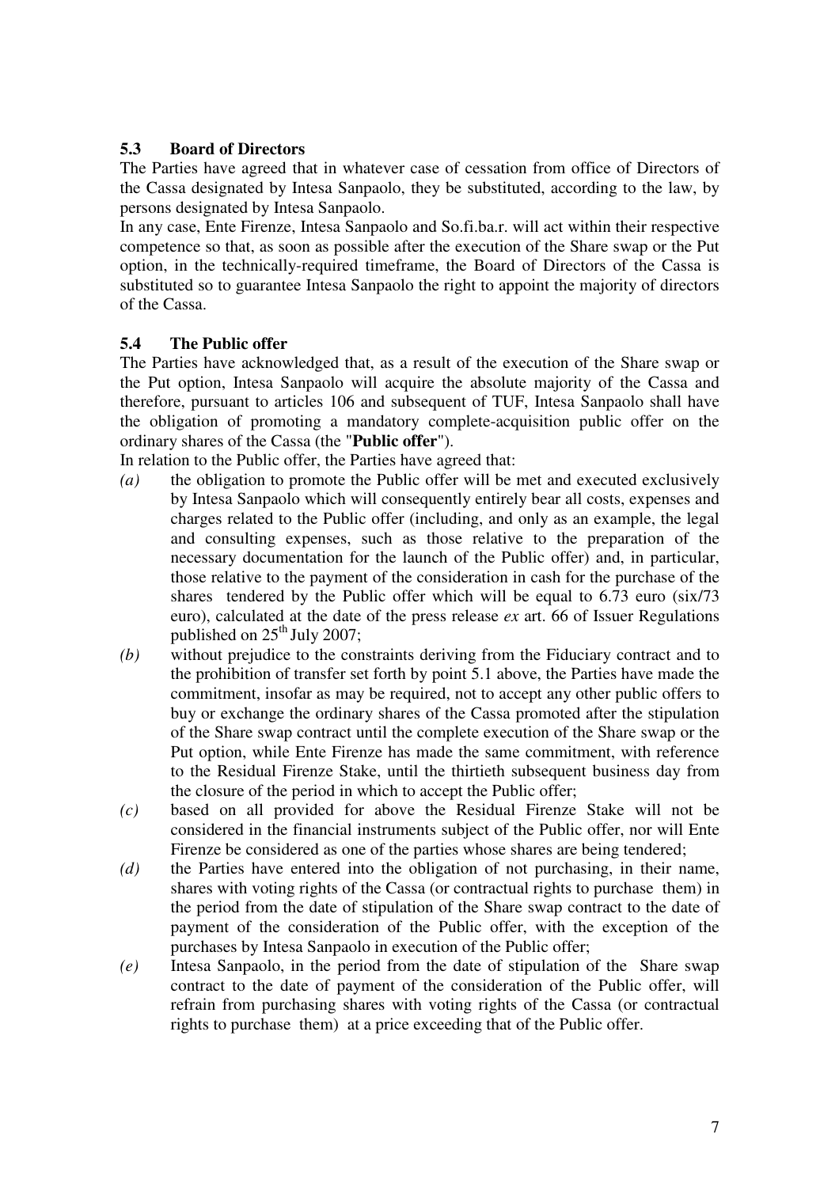### 5.3 Board of Directors

The Parties have agreed that in whatever case of cessation from office of Directors of the Cassa designated by Intesa Sanpaolo, they be substituted, according to the law, by persons designated by Intesa Sanpaolo.

In any case, Ente Firenze, Intesa Sanpaolo and So.fi.ba.r. will act within their respective competence so that, as soon as possible after the execution of the Share swap or the Put option, in the technically-required timeframe, the Board of Directors of the Cassa is substituted so to guarantee Intesa Sanpaolo the right to appoint the majority of directors of the Cassa.

### 5.4 The Public offer

The Parties have acknowledged that, as a result of the execution of the Share swap or the Put option, Intesa Sanpaolo will acquire the absolute majority of the Cassa and therefore, pursuant to articles 106 and subsequent of TUF, Intesa Sanpaolo shall have the obligation of promoting a mandatory complete-acquisition public offer on the ordinary shares of the Cassa (the "**Public offer**").

In relation to the Public offer, the Parties have agreed that:

*(a)* the obligation to promote the Public offer will be met and executed exclusively by Intesa Sanpaolo which will consequently entirely bear all costs, expenses and charges related to the Public offer (including, and only as an example, the legal and consulting expenses, such as those relative to the preparation of the necessary documentation for the launch of the Public offer) and, in particular, those relative to the payment of the consideration in cash for the purchase of the shares tendered by the Public offer which will be equal to 6.73 euro (six/73 euro), calculated at the date of the press release *ex* art. 66 of Issuer Regulations published on 25th July 2007;

*(b)* without prejudice to the constraints deriving from the Fiduciary contract and to the prohibition of transfer set forth by point 5.1 above, the Parties have made the commitment, insofar as may be required, not to accept any other public offers to buy or exchange the ordinary shares of the Cassa promoted after the stipulation of the Share swap contract until the complete execution of the Share swap or the Put option, while Ente Firenze has made the same commitment, with reference to the Residual Firenze Stake, until the thirtieth subsequent business day from the closure of the period in which to accept the Public offer;

*(c)* based on all provided for above the Residual Firenze Stake will not be considered in the financial instruments subject of the Public offer, nor will Ente Firenze be considered as one of the parties whose shares are being tendered;

*(d)* the Parties have entered into the obligation of not purchasing, in their name, shares with voting rights of the Cassa (or contractual rights to purchase them) in the period from the date of stipulation of the Share swap contract to the date of payment of the consideration of the Public offer, with the exception of the purchases by Intesa Sanpaolo in execution of the Public offer;

*(e)* Intesa Sanpaolo, in the period from the date of stipulation of the Share swap contract to the date of payment of the consideration of the Public offer, will refrain from purchasing shares with voting rights of the Cassa (or contractual rights to purchase them) at a price exceeding that of the Public offer.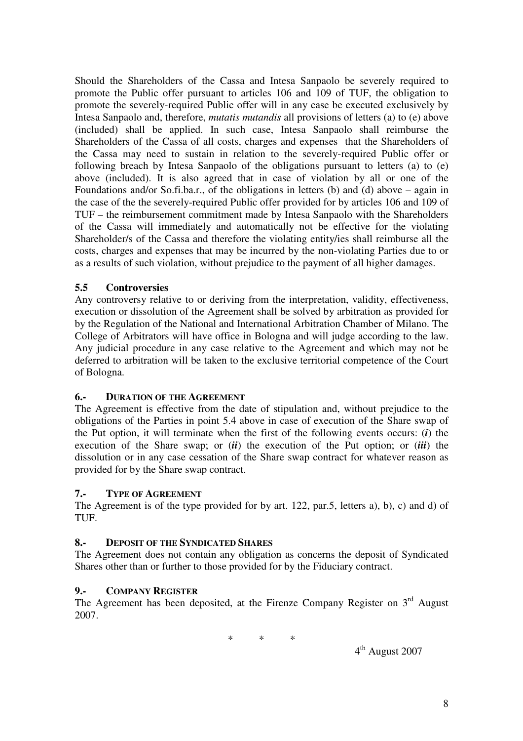Should the Shareholders of the Cassa and Intesa Sanpaolo be severely required to promote the Public offer pursuant to articles 106 and 109 of TUF, the obligation to promote the severely-required Public offer will in any case be executed exclusively by Intesa Sanpaolo and, therefore, *mutatis mutandis* all provisions of letters (a) to (e) above (included) shall be applied. In such case, Intesa Sanpaolo shall reimburse the Shareholders of the Cassa of all costs, charges and expenses that the Shareholders of the Cassa may need to sustain in relation to the severely-required Public offer or following breach by Intesa Sanpaolo of the obligations pursuant to letters (a) to (e) above (included). It is also agreed that in case of violation by all or one of the Foundations and/or So.fi.ba.r., of the obligations in letters (b) and (d) above – again in the case of the the severely-required Public offer provided for by articles 106 and 109 of TUF – the reimbursement commitment made by Intesa Sanpaolo with the Shareholders of the Cassa will immediately and automatically not be effective for the violating Shareholder/s of the Cassa and therefore the violating entity/ies shall reimburse all the costs, charges and expenses that may be incurred by the non-violating Parties due to or as a results of such violation, without prejudice to the payment of all higher damages.

### 5.5 Controversies

Any controversy relative to or deriving from the interpretation, validity, effectiveness, execution or dissolution of the Agreement shall be solved by arbitration as provided for by the Regulation of the National and International Arbitration Chamber of Milano. The College of Arbitrators will have office in Bologna and will judge according to the law. Any judicial procedure in any case relative to the Agreement and which may not be deferred to arbitration will be taken to the exclusive territorial competence of the Court of Bologna.

## 6.- DURATION OF THE AGREEMENT

The Agreement is effective from the date of stipulation and, without prejudice to the obligations of the Parties in point 5.4 above in case of execution of the Share swap of the Put option, it will terminate when the first of the following events occurs: (***i***) the execution of the Share swap; or (***ii***) the execution of the Put option; or (***iii***) the dissolution or in any case cessation of the Share swap contract for whatever reason as provided for by the Share swap contract.

## 7.- TYPE OF AGREEMENT

The Agreement is of the type provided for by art. 122, par.5, letters a), b), c) and d) of TUF.

## 8.- DEPOSIT OF THE SYNDICATED SHARES

The Agreement does not contain any obligation as concerns the deposit of Syndicated Shares other than or further to those provided for by the Fiduciary contract.

## 9.- COMPANY REGISTER

The Agreement has been deposited, at the Firenze Company Register on 3rd August 2007.

\* \* \*

4th August 2007